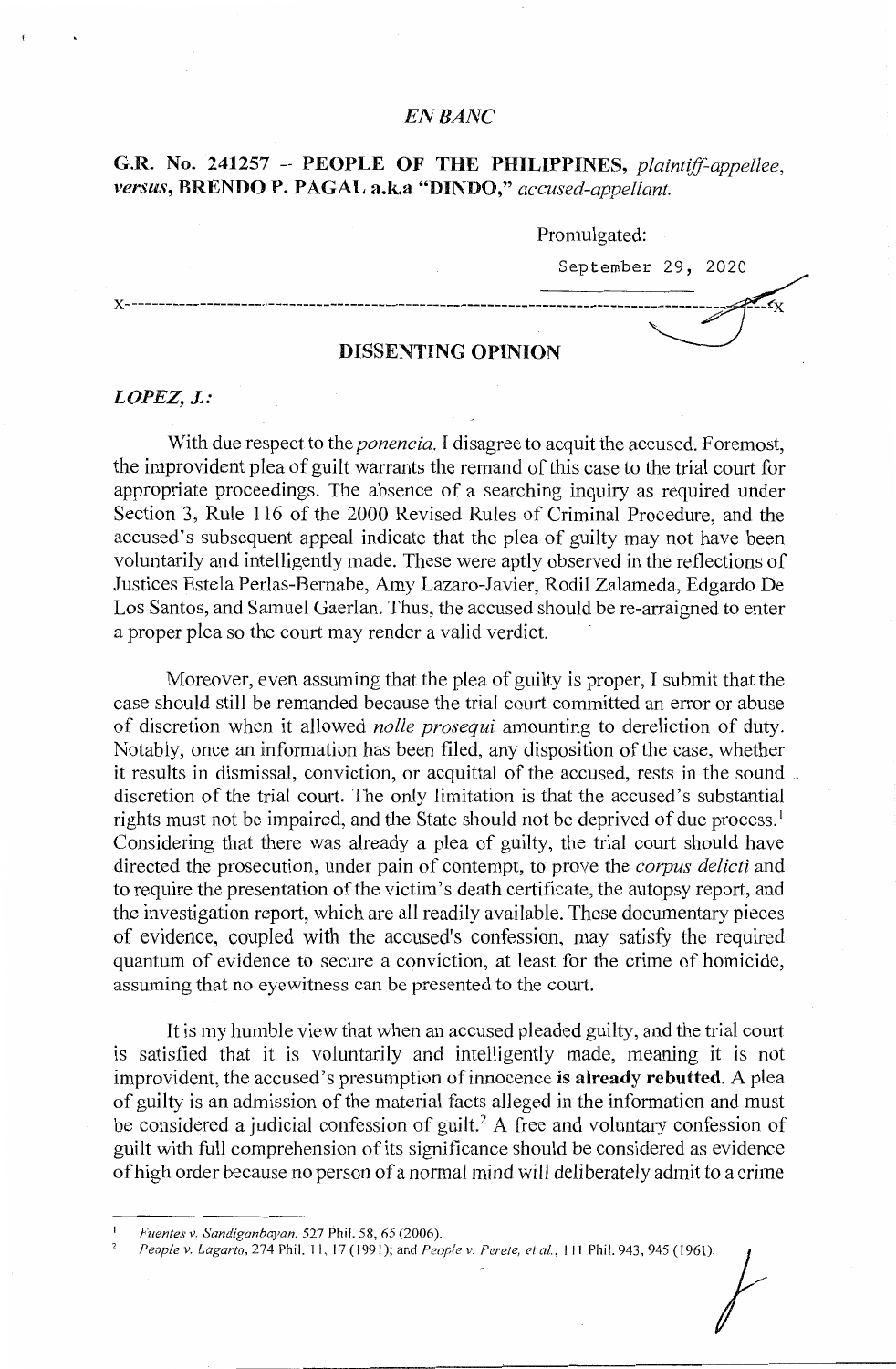*EN BANC*

**G.R. No. 241257 – PEOPLE OF THE PHILIPPINES,** *plaintiff-appellee,* ***versus*****, BRENDO P. PAGAL a.k.a "DINDO,"** *accused-appellant.*

Promulgated:

September 29, 2020

x-----------------------------------------------------------------------------------------x

**DISSENTING OPINION**

***LOPEZ, J.:***

With due respect to the *ponencia,* I disagree to acquit the accused. Foremost, the improvident plea of guilt warrants the remand of this case to the trial court for appropriate proceedings. The absence of a searching inquiry as required under Section 3, Rule 116 of the 2000 Revised Rules of Criminal Procedure, and the accused's subsequent appeal indicate that the plea of guilty may not have been voluntarily and intelligently made. These were aptly observed in the reflections of Justices Estela Perlas-Bernabe, Amy Lazaro-Javier, Rodil Zalameda, Edgardo De Los Santos, and Samuel Gaerlan. Thus, the accused should be re-arraigned to enter a proper plea so the court may render a valid verdict.

Moreover, even assuming that the plea of guilty is proper, I submit that the case should still be remanded because the trial court committed an error or abuse of discretion when it allowed *nolle prosequi* amounting to dereliction of duty. Notably, once an information has been filed, any disposition of the case, whether it results in dismissal, conviction, or acquittal of the accused, rests in the sound discretion of the trial court. The only limitation is that the accused's substantial rights must not be impaired, and the State should not be deprived of due process.[1] Considering that there was already a plea of guilty, the trial court should have directed the prosecution, under pain of contempt, to prove the *corpus delicti* and to require the presentation of the victim's death certificate, the autopsy report, and the investigation report, which are all readily available. These documentary pieces of evidence, coupled with the accused's confession, may satisfy the required quantum of evidence to secure a conviction, at least for the crime of homicide, assuming that no eyewitness can be presented to the court.

It is my humble view that when an accused pleaded guilty, and the trial court is satisfied that it is voluntarily and intelligently made, meaning it is not improvident, the accused's presumption of innocence **is already rebutted.** A plea of guilty is an admission of the material facts alleged in the information and must be considered a judicial confession of guilt.[2] A free and voluntary confession of guilt with full comprehension of its significance should be considered as evidence of high order because no person of a normal mind will deliberately admit to a crime

---

[1] *Fuentes v. Sandiganbayan*, 527 Phil. 58, 65 (2006).

[2] *People v. Lagarto*, 274 Phil. 11, 17 (1991); and *People v. Perete, et al.*, 111 Phil. 943, 945 (1961).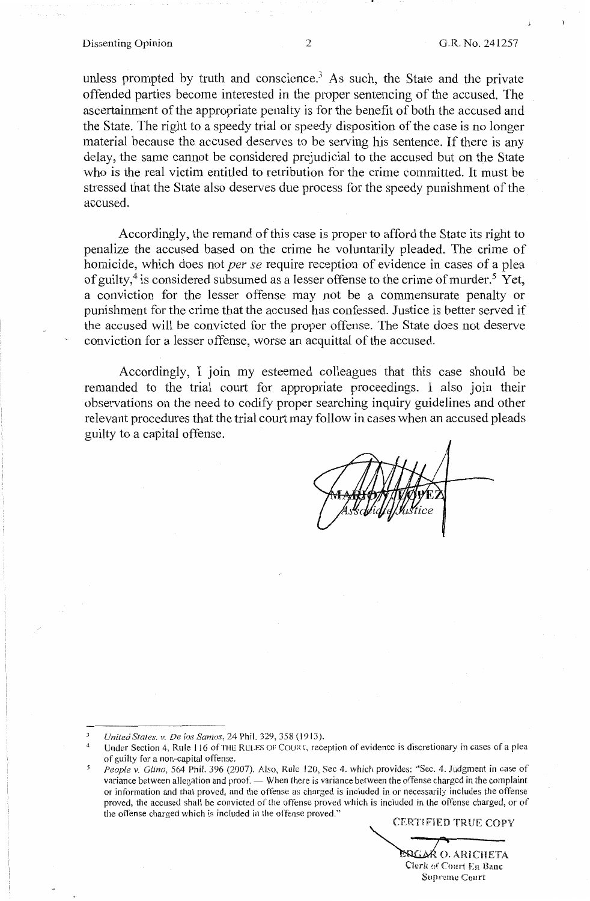unless prompted by truth and conscience.[3] As such, the State and the private offended parties become interested in the proper sentencing of the accused. The ascertainment of the appropriate penalty is for the benefit of both the accused and the State. The right to a speedy trial or speedy disposition of the case is no longer material because the accused deserves to be serving his sentence. If there is any delay, the same cannot be considered prejudicial to the accused but on the State who is the real victim entitled to retribution for the crime committed. It must be stressed that the State also deserves due process for the speedy punishment of the accused.

Accordingly, the remand of this case is proper to afford the State its right to penalize the accused based on the crime he voluntarily pleaded. The crime of homicide, which does not *per se* require reception of evidence in cases of a plea of guilty,[4] is considered subsumed as a lesser offense to the crime of murder.[5] Yet, a conviction for the lesser offense may not be a commensurate penalty or punishment for the crime that the accused has confessed. Justice is better served if the accused will be convicted for the proper offense. The State does not deserve conviction for a lesser offense, worse an acquittal of the accused.

Accordingly, I join my esteemed colleagues that this case should be remanded to the trial court for appropriate proceedings. I also join their observations on the need to codify proper searching inquiry guidelines and other relevant procedures that the trial court may follow in cases when an accused pleads guilty to a capital offense.

MARIO V. LOPEZ
*Associate Justice*

---

[3] *United States v. De los Santos*, 24 Phil. 329, 358 (1913).

[4] Under Section 4, Rule 116 of THE RULES OF COURT, reception of evidence is discretionary in cases of a plea of guilty for a non-capital offense.

[5] *People v. Glino*, 564 Phil. 396 (2007). Also, Rule 120, Sec 4. which provides: "Sec. 4. Judgment in case of variance between allegation and proof. — When there is variance between the offense charged in the complaint or information and that proved, and the offense as charged is included in or necessarily includes the offense proved, the accused shall be convicted of the offense proved which is included in the offense charged, or of the offense charged which is included in the offense proved."

CERTIFIED TRUE COPY

EDGAR O. ARICHETA
Clerk of Court En Banc
Supreme Court